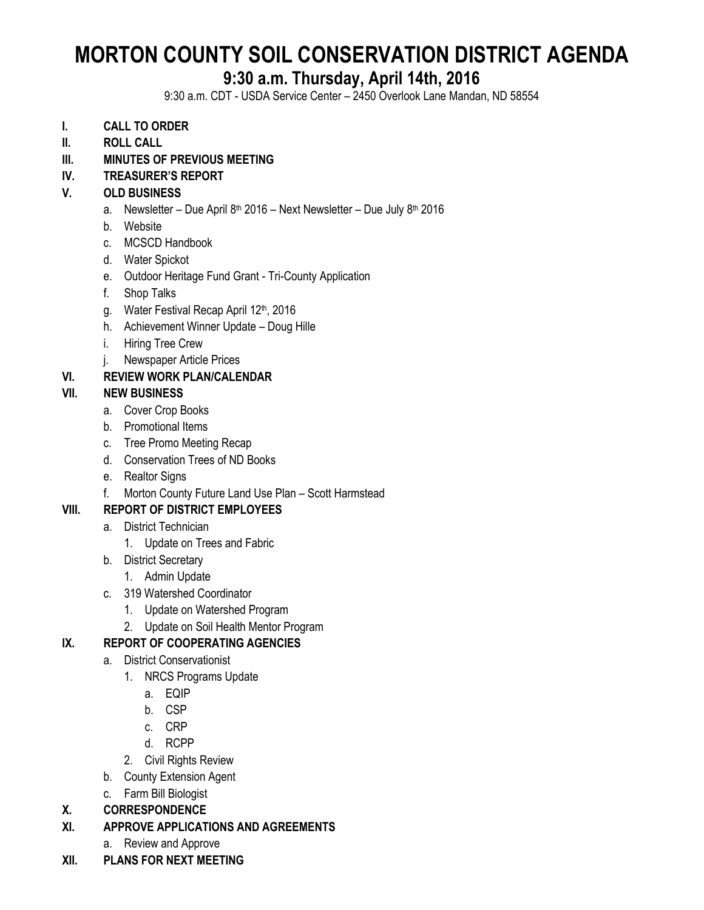# MORTON COUNTY SOIL CONSERVATION DISTRICT AGENDA

## 9:30 a.m. Thursday, April 14th, 2016

9:30 a.m. CDT - USDA Service Center – 2450 Overlook Lane Mandan, ND 58554

- **I. CALL TO ORDER**
- **II. ROLL CALL**
- **III. MINUTES OF PREVIOUS MEETING**
- **IV. TREASURER'S REPORT**
- **V. OLD BUSINESS**
  - a. Newsletter – Due April 8th 2016 – Next Newsletter – Due July 8th 2016
  - b. Website
  - c. MCSCD Handbook
  - d. Water Spickot
  - e. Outdoor Heritage Fund Grant - Tri-County Application
  - f. Shop Talks
  - g. Water Festival Recap April 12th, 2016
  - h. Achievement Winner Update – Doug Hille
  - i. Hiring Tree Crew
  - j. Newspaper Article Prices
- **VI. REVIEW WORK PLAN/CALENDAR**
- **VII. NEW BUSINESS**
  - a. Cover Crop Books
  - b. Promotional Items
  - c. Tree Promo Meeting Recap
  - d. Conservation Trees of ND Books
  - e. Realtor Signs
  - f. Morton County Future Land Use Plan – Scott Harmstead
- **VIII. REPORT OF DISTRICT EMPLOYEES**
  - a. District Technician
    1. Update on Trees and Fabric
  - b. District Secretary
    1. Admin Update
  - c. 319 Watershed Coordinator
    1. Update on Watershed Program
    2. Update on Soil Health Mentor Program
- **IX. REPORT OF COOPERATING AGENCIES**
  - a. District Conservationist
    1. NRCS Programs Update
       - a. EQIP
       - b. CSP
       - c. CRP
       - d. RCPP
    2. Civil Rights Review
  - b. County Extension Agent
  - c. Farm Bill Biologist
- **X. CORRESPONDENCE**
- **XI. APPROVE APPLICATIONS AND AGREEMENTS**
  - a. Review and Approve
- **XII. PLANS FOR NEXT MEETING**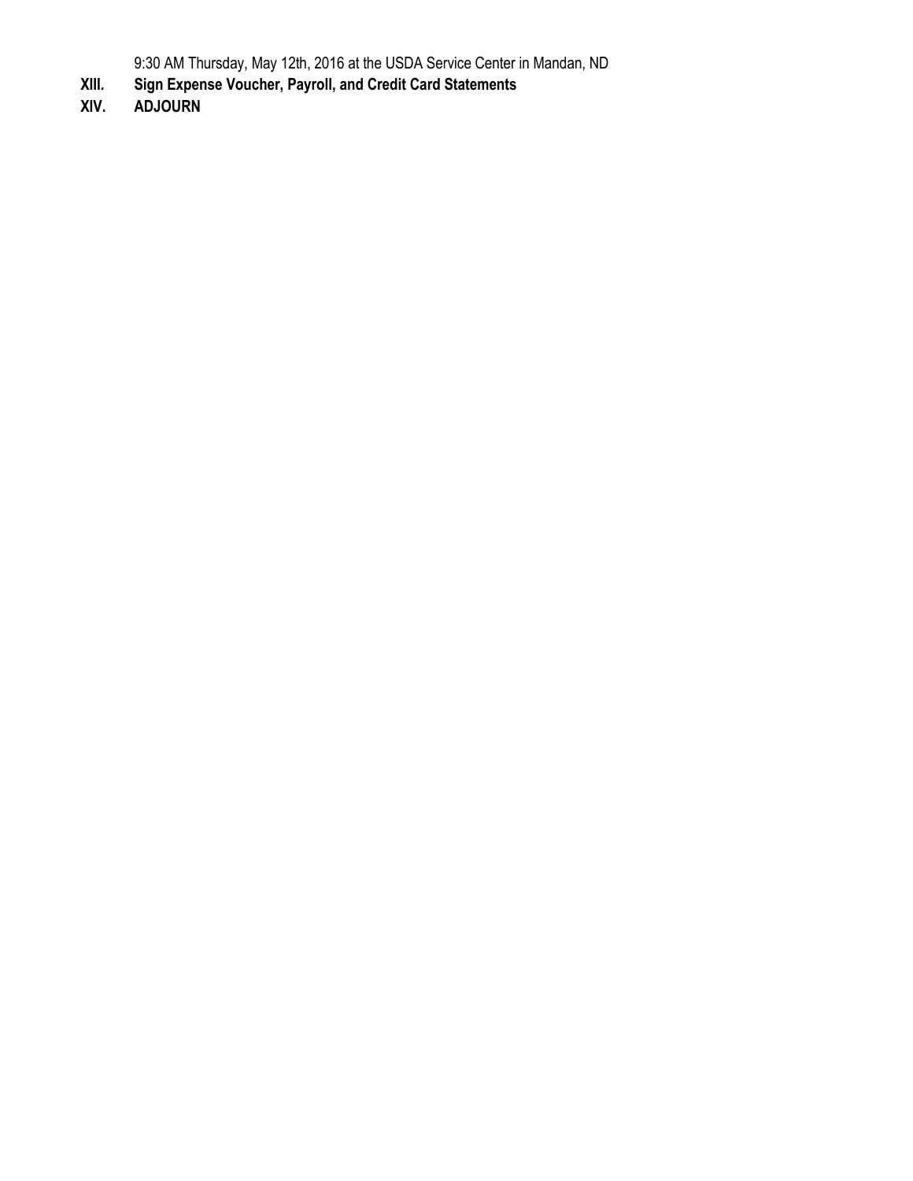9:30 AM Thursday, May 12th, 2016 at the USDA Service Center in Mandan, ND

**XIII. Sign Expense Voucher, Payroll, and Credit Card Statements**

**XIV. ADJOURN**